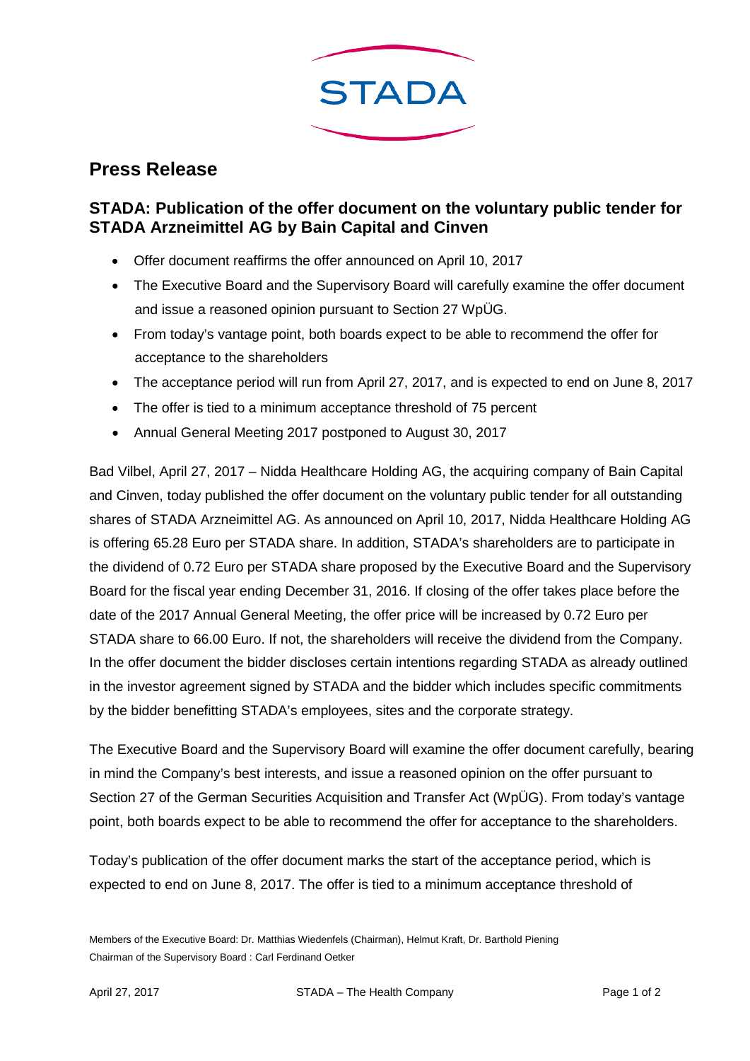STADA

# Press Release

## STADA: Publication of the offer document on the voluntary public tender for STADA Arzneimittel AG by Bain Capital and Cinven

- Offer document reaffirms the offer announced on April 10, 2017
- The Executive Board and the Supervisory Board will carefully examine the offer document and issue a reasoned opinion pursuant to Section 27 WpÜG.
- From today's vantage point, both boards expect to be able to recommend the offer for acceptance to the shareholders
- The acceptance period will run from April 27, 2017, and is expected to end on June 8, 2017
- The offer is tied to a minimum acceptance threshold of 75 percent
- Annual General Meeting 2017 postponed to August 30, 2017

Bad Vilbel, April 27, 2017 – Nidda Healthcare Holding AG, the acquiring company of Bain Capital and Cinven, today published the offer document on the voluntary public tender for all outstanding shares of STADA Arzneimittel AG. As announced on April 10, 2017, Nidda Healthcare Holding AG is offering 65.28 Euro per STADA share. In addition, STADA's shareholders are to participate in the dividend of 0.72 Euro per STADA share proposed by the Executive Board and the Supervisory Board for the fiscal year ending December 31, 2016. If closing of the offer takes place before the date of the 2017 Annual General Meeting, the offer price will be increased by 0.72 Euro per STADA share to 66.00 Euro. If not, the shareholders will receive the dividend from the Company. In the offer document the bidder discloses certain intentions regarding STADA as already outlined in the investor agreement signed by STADA and the bidder which includes specific commitments by the bidder benefitting STADA's employees, sites and the corporate strategy.

The Executive Board and the Supervisory Board will examine the offer document carefully, bearing in mind the Company's best interests, and issue a reasoned opinion on the offer pursuant to Section 27 of the German Securities Acquisition and Transfer Act (WpÜG). From today's vantage point, both boards expect to be able to recommend the offer for acceptance to the shareholders.

Today's publication of the offer document marks the start of the acceptance period, which is expected to end on June 8, 2017. The offer is tied to a minimum acceptance threshold of

Members of the Executive Board: Dr. Matthias Wiedenfels (Chairman), Helmut Kraft, Dr. Barthold Piening
Chairman of the Supervisory Board : Carl Ferdinand Oetker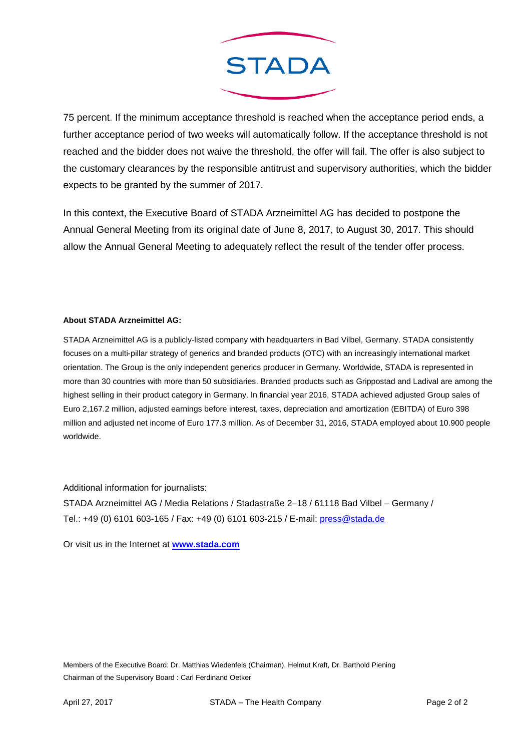75 percent. If the minimum acceptance threshold is reached when the acceptance period ends, a further acceptance period of two weeks will automatically follow. If the acceptance threshold is not reached and the bidder does not waive the threshold, the offer will fail. The offer is also subject to the customary clearances by the responsible antitrust and supervisory authorities, which the bidder expects to be granted by the summer of 2017.

In this context, the Executive Board of STADA Arzneimittel AG has decided to postpone the Annual General Meeting from its original date of June 8, 2017, to August 30, 2017. This should allow the Annual General Meeting to adequately reflect the result of the tender offer process.

**About STADA Arzneimittel AG:**

STADA Arzneimittel AG is a publicly-listed company with headquarters in Bad Vilbel, Germany. STADA consistently focuses on a multi-pillar strategy of generics and branded products (OTC) with an increasingly international market orientation. The Group is the only independent generics producer in Germany. Worldwide, STADA is represented in more than 30 countries with more than 50 subsidiaries. Branded products such as Grippostad and Ladival are among the highest selling in their product category in Germany. In financial year 2016, STADA achieved adjusted Group sales of Euro 2,167.2 million, adjusted earnings before interest, taxes, depreciation and amortization (EBITDA) of Euro 398 million and adjusted net income of Euro 177.3 million. As of December 31, 2016, STADA employed about 10.900 people worldwide.

Additional information for journalists:
STADA Arzneimittel AG / Media Relations / Stadastraße 2–18 / 61118 Bad Vilbel – Germany /
Tel.: +49 (0) 6101 603-165 / Fax: +49 (0) 6101 603-215 / E-mail: press@stada.de

Or visit us in the Internet at **www.stada.com**

Members of the Executive Board: Dr. Matthias Wiedenfels (Chairman), Helmut Kraft, Dr. Barthold Piening
Chairman of the Supervisory Board : Carl Ferdinand Oetker